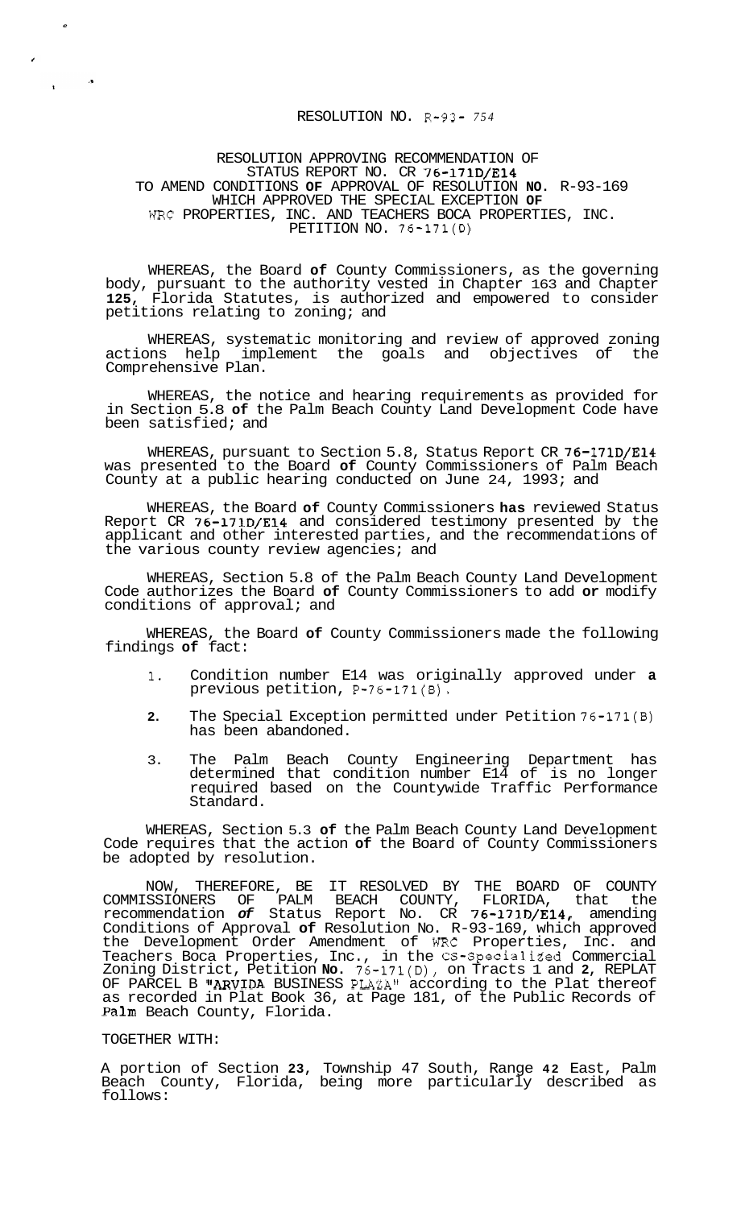RESOLUTION NO. R-93- 754

RESOLUTION APPROVING RECOMMENDATION OF STATUS REPORT NO. CR 76-171D/E14 TO AMEND CONDITIONS OF APPROVAL OF RESOLUTION NO. R-93-169 WHICH APPROVED THE SPECIAL EXCEPTION OF WRC PROPERTIES, INC. AND TEACHERS BOCA PROPERTIES, INC. PETITION NO. 76-171(D)

WHEREAS, the Board of County Commissioners, as the governing body, pursuant to the authority vested in Chapter 163 and Chapter 125, Florida Statutes, is authorized and empowered to consider petitions relating to zoning; and

WHEREAS, systematic monitoring and review of approved zoning actions help implement the goals and objectives of the Comprehensive Plan.

WHEREAS, the notice and hearing requirements as provided for in Section 5.8 of the Palm Beach County Land Development Code have been satisfied; and

WHEREAS, pursuant to Section 5.8, Status Report CR 76-171D/E14 was presented to the Board of County Commissioners of Palm Beach County at a public hearing conducted on June 24, 1993; and

WHEREAS, the Board of County Commissioners has reviewed Status Report CR 76-171D/E14 and considered testimony presented by the applicant and other interested parties, and the recommendations of the various county review agencies; and

WHEREAS, Section 5.8 of the Palm Beach County Land Development Code authorizes the Board of County Commissioners to add or modify conditions of approval; and

WHEREAS, the Board of County Commissioners made the following findings of fact:

1. Condition number E14 was originally approved under a previous petition, P-76-171(B).

2. The Special Exception permitted under Petition 76-171(B) has been abandoned.

3. The Palm Beach County Engineering Department has determined that condition number E14 of is no longer required based on the Countywide Traffic Performance Standard.

WHEREAS, Section 5.3 of the Palm Beach County Land Development Code requires that the action of the Board of County Commissioners be adopted by resolution.

NOW, THEREFORE, BE IT RESOLVED BY THE BOARD OF COUNTY COMMISSIONERS OF PALM BEACH COUNTY, FLORIDA, that the recommendation of Status Report No. CR 76-171D/E14, amending Conditions of Approval of Resolution No. R-93-169, which approved the Development Order Amendment of WRC Properties, Inc. and Teachers Boca Properties, Inc., in the CS-Specialized Commercial Zoning District, Petition No. 76-171(D), on Tracts 1 and 2, REPLAT OF PARCEL B "ARVIDA BUSINESS PLAZA" according to the Plat thereof as recorded in Plat Book 36, at Page 181, of the Public Records of Palm Beach County, Florida.

TOGETHER WITH:

A portion of Section 23, Township 47 South, Range 42 East, Palm Beach County, Florida, being more particularly described as follows: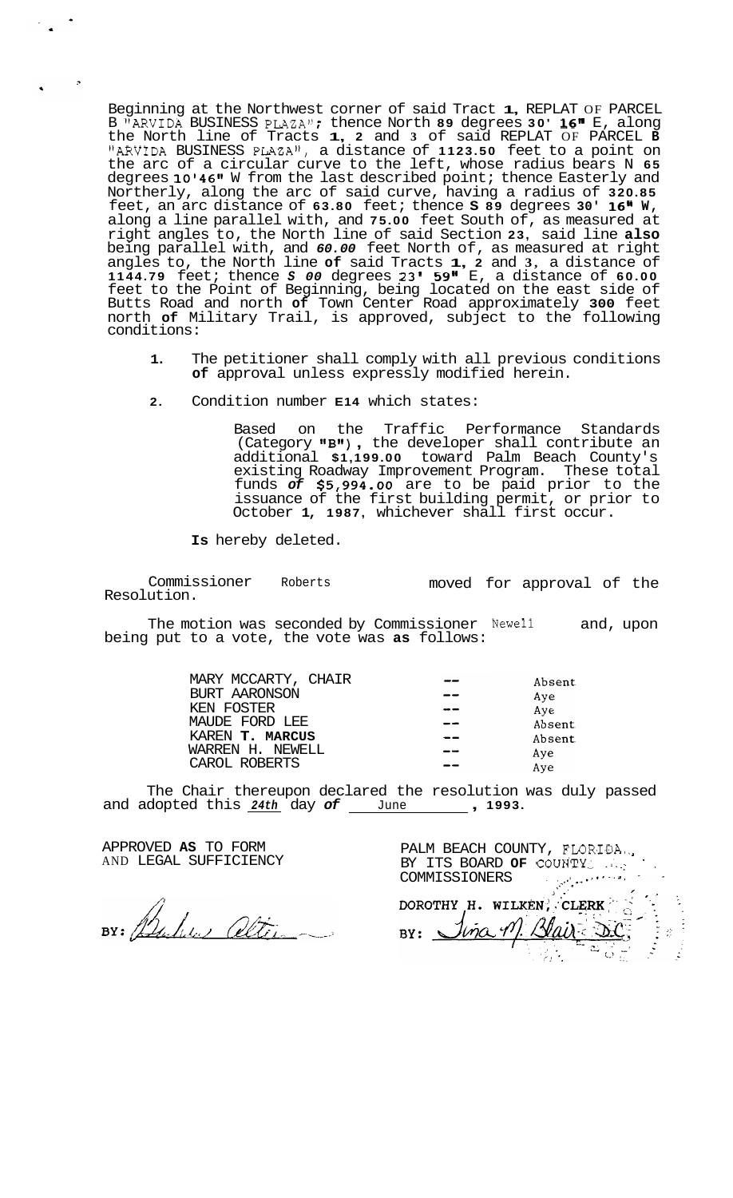Beginning at the Northwest corner of said Tract 1, REPLAT OF PARCEL B "ARVIDA BUSINESS PLAZA"; thence North 89 degrees 30' 16" E, along the North line of Tracts 1, 2 and 3 of said REPLAT OF PARCEL B "ARVIDA BUSINESS PLAZA", a distance of 1123.50 feet to a point on the arc of a circular curve to the left, whose radius bears N 65 degrees 10'46" W from the last described point; thence Easterly and Northerly, along the arc of said curve, having a radius of 320.85 feet, an arc distance of 63.80 feet; thence S 89 degrees 30' 16" W, along a line parallel with, and 75.00 feet South of, as measured at right angles to, the North line of said Section 23, said line also being parallel with, and *60.00* feet North of, as measured at right angles to, the North line of said Tracts 1, 2 and 3, a distance of 1144.79 feet; thence *S 00* degrees 23' 59" E, a distance of 60.00 feet to the Point of Beginning, being located on the east side of Butts Road and north of Town Center Road approximately 300 feet north of Military Trail, is approved, subject to the following conditions:

1. The petitioner shall comply with all previous conditions of approval unless expressly modified herein.

2. Condition number E14 which states:

   Based on the Traffic Performance Standards (Category "B"), the developer shall contribute an additional $1,199.00 toward Palm Beach County's existing Roadway Improvement Program. These total funds of $5,994.00 are to be paid prior to the issuance of the first building permit, or prior to October 1, 1987, whichever shall first occur.

   Is hereby deleted.

Commissioner Roberts moved for approval of the Resolution.

The motion was seconded by Commissioner Newell and, upon being put to a vote, the vote was as follows:

| | | |
|---|---|---|
| MARY MCCARTY, CHAIR | -- | Absent |
| BURT AARONSON | -- | Aye |
| KEN FOSTER | -- | Aye |
| MAUDE FORD LEE | -- | Absent |
| KAREN T. MARCUS | -- | Absent |
| WARREN H. NEWELL | -- | Aye |
| CAROL ROBERTS | -- | Aye |

The Chair thereupon declared the resolution was duly passed and adopted this *24th* day of June, 1993.

APPROVED AS TO FORM AND LEGAL SUFFICIENCY

BY: [signature]

PALM BEACH COUNTY, FLORIDA, BY ITS BOARD OF COUNTY COMMISSIONERS

DOROTHY H. WILKEN, CLERK

BY: Jina M. Blair D.C.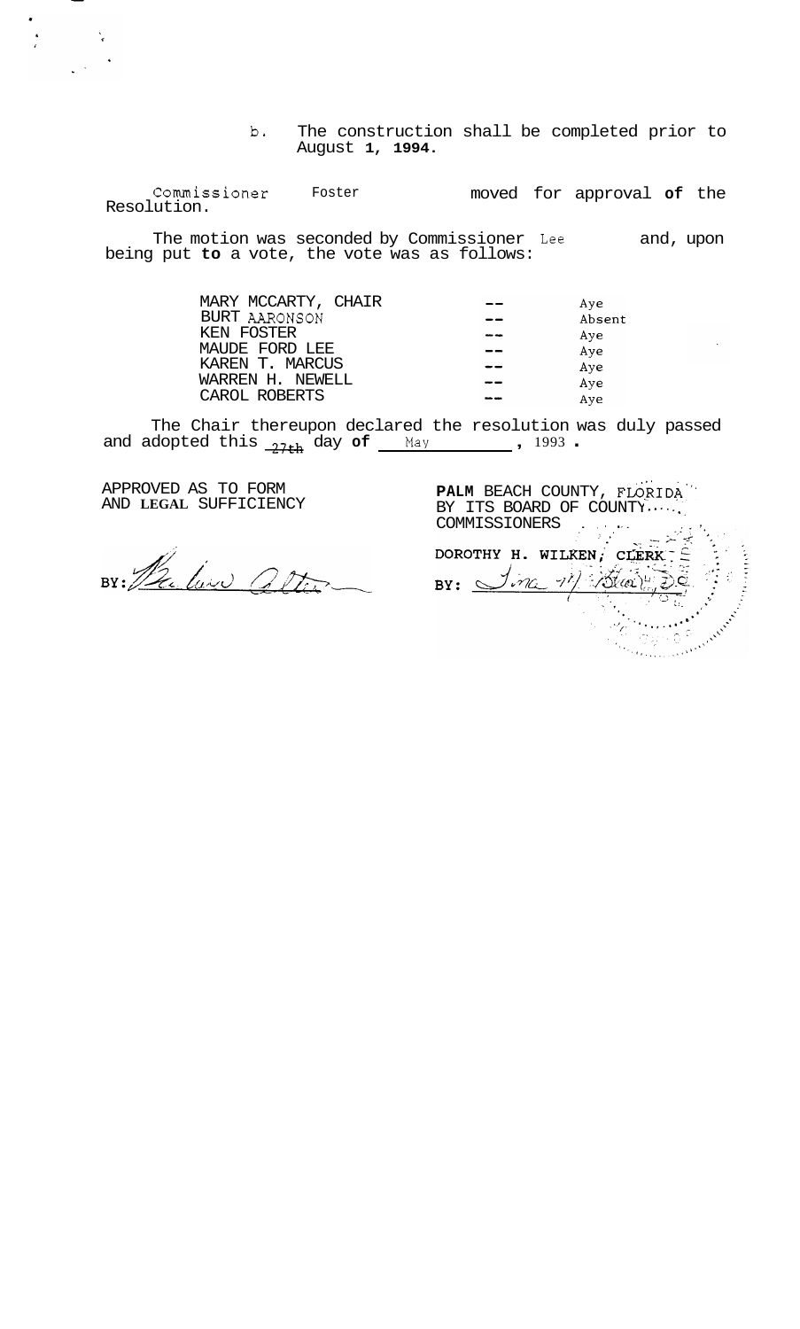b. The construction shall be completed prior to August **1, 1994.**

Commissioner Foster moved for approval **of** the Resolution.

The motion was seconded by Commissioner Lee and, upon being put **to** a vote, the vote was as follows:

| | | |
|---|---|---|
| MARY MCCARTY, CHAIR | -- | Aye |
| BURT AARONSON | -- | Absent |
| KEN FOSTER | -- | Aye |
| MAUDE FORD LEE | -- | Aye |
| KAREN T. MARCUS | -- | Aye |
| WARREN H. NEWELL | -- | Aye |
| CAROL ROBERTS | -- | Aye |

The Chair thereupon declared the resolution was duly passed and adopted this 27th day **of** May, 1993.

APPROVED AS TO FORM
AND **LEGAL** SUFFICIENCY

BY: Barbara Alterman

**PALM** BEACH COUNTY, FLORIDA
BY ITS BOARD OF COUNTY
COMMISSIONERS

DOROTHY H. WILKEN, CLERK

BY: ____________________ D.C.